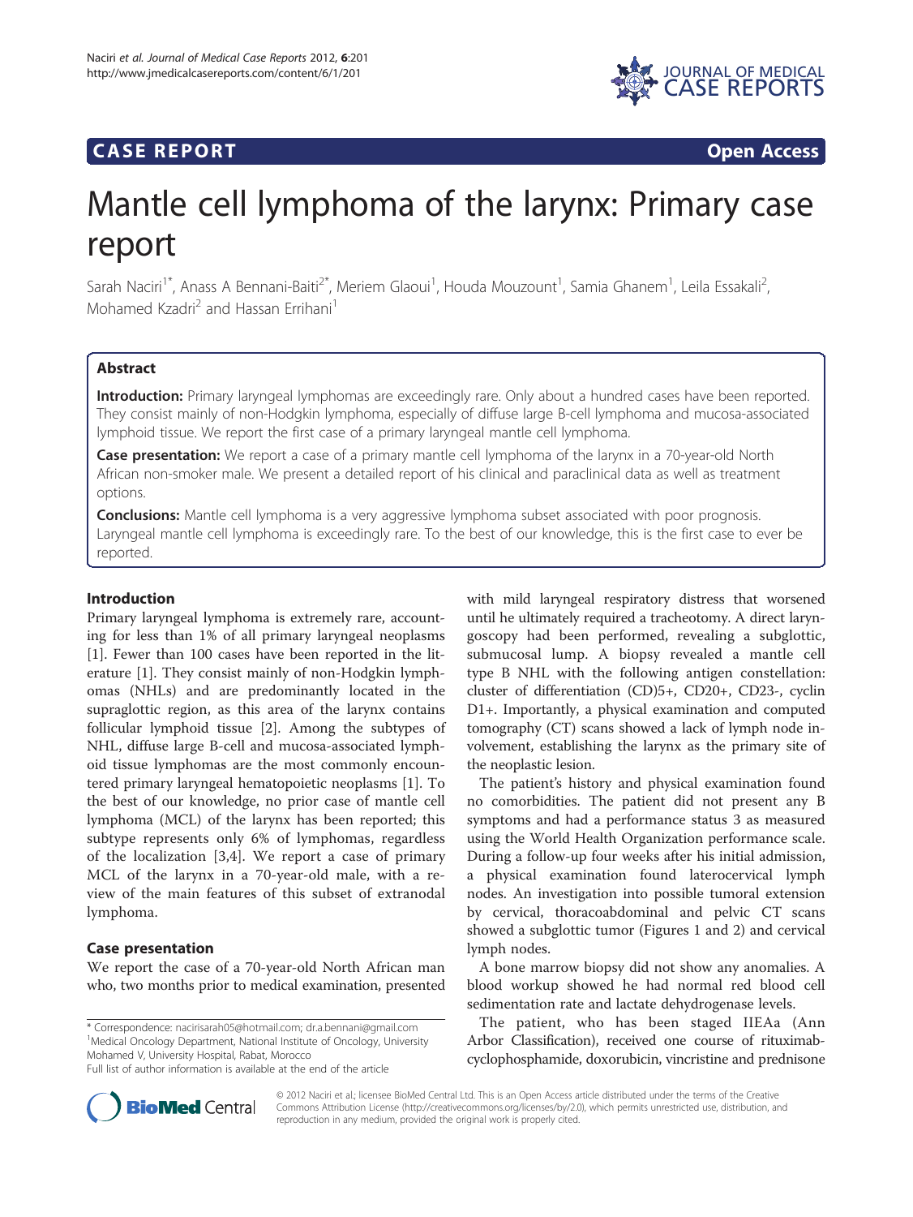CASE REPORT **Open Access**

# Mantle cell lymphoma of the larynx: Primary case report

Sarah Naciri[1*], Anass A Bennani-Baiti[2*], Meriem Glaoui[1], Houda Mouzount[1], Samia Ghanem[1], Leila Essakali[2], Mohamed Kzadri[2] and Hassan Errihani[1]

## Abstract

**Introduction:** Primary laryngeal lymphomas are exceedingly rare. Only about a hundred cases have been reported. They consist mainly of non-Hodgkin lymphoma, especially of diffuse large B-cell lymphoma and mucosa-associated lymphoid tissue. We report the first case of a primary laryngeal mantle cell lymphoma.

**Case presentation:** We report a case of a primary mantle cell lymphoma of the larynx in a 70-year-old North African non-smoker male. We present a detailed report of his clinical and paraclinical data as well as treatment options.

**Conclusions:** Mantle cell lymphoma is a very aggressive lymphoma subset associated with poor prognosis. Laryngeal mantle cell lymphoma is exceedingly rare. To the best of our knowledge, this is the first case to ever be reported.

## Introduction

Primary laryngeal lymphoma is extremely rare, accounting for less than 1% of all primary laryngeal neoplasms [1]. Fewer than 100 cases have been reported in the literature [1]. They consist mainly of non-Hodgkin lymphomas (NHLs) and are predominantly located in the supraglottic region, as this area of the larynx contains follicular lymphoid tissue [2]. Among the subtypes of NHL, diffuse large B-cell and mucosa-associated lymphoid tissue lymphomas are the most commonly encountered primary laryngeal hematopoietic neoplasms [1]. To the best of our knowledge, no prior case of mantle cell lymphoma (MCL) of the larynx has been reported; this subtype represents only 6% of lymphomas, regardless of the localization [3,4]. We report a case of primary MCL of the larynx in a 70-year-old male, with a review of the main features of this subset of extranodal lymphoma.

## Case presentation

We report the case of a 70-year-old North African man who, two months prior to medical examination, presented with mild laryngeal respiratory distress that worsened until he ultimately required a tracheotomy. A direct laryngoscopy had been performed, revealing a subglottic, submucosal lump. A biopsy revealed a mantle cell type B NHL with the following antigen constellation: cluster of differentiation (CD)5+, CD20+, CD23-, cyclin D1+. Importantly, a physical examination and computed tomography (CT) scans showed a lack of lymph node involvement, establishing the larynx as the primary site of the neoplastic lesion.

The patient's history and physical examination found no comorbidities. The patient did not present any B symptoms and had a performance status 3 as measured using the World Health Organization performance scale. During a follow-up four weeks after his initial admission, a physical examination found laterocervical lymph nodes. An investigation into possible tumoral extension by cervical, thoracoabdominal and pelvic CT scans showed a subglottic tumor (Figures 1 and 2) and cervical lymph nodes.

A bone marrow biopsy did not show any anomalies. A blood workup showed he had normal red blood cell sedimentation rate and lactate dehydrogenase levels.

The patient, who has been staged IIEAa (Ann Arbor Classification), received one course of rituximab-cyclophosphamide, doxorubicin, vincristine and prednisone

\* Correspondence: nacirisarah05@hotmail.com; dr.a.bennani@gmail.com
[1]Medical Oncology Department, National Institute of Oncology, University Mohamed V, University Hospital, Rabat, Morocco
Full list of author information is available at the end of the article

© 2012 Naciri et al.; licensee BioMed Central Ltd. This is an Open Access article distributed under the terms of the Creative Commons Attribution License (http://creativecommons.org/licenses/by/2.0), which permits unrestricted use, distribution, and reproduction in any medium, provided the original work is properly cited.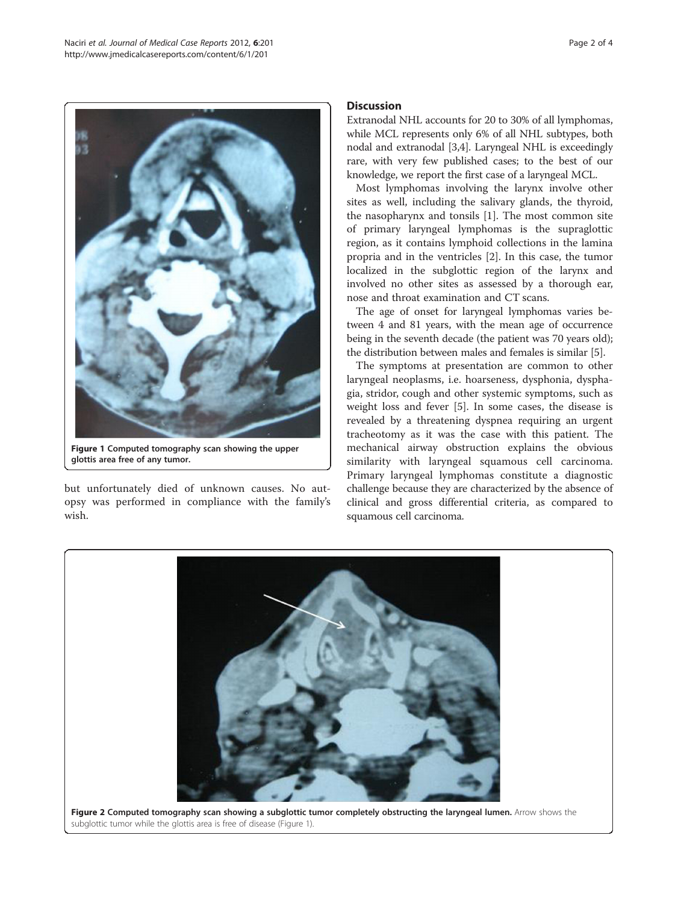Figure 1 Computed tomography scan showing the upper glottis area free of any tumor.

but unfortunately died of unknown causes. No autopsy was performed in compliance with the family's wish.

## Discussion

Extranodal NHL accounts for 20 to 30% of all lymphomas, while MCL represents only 6% of all NHL subtypes, both nodal and extranodal [3,4]. Laryngeal NHL is exceedingly rare, with very few published cases; to the best of our knowledge, we report the first case of a laryngeal MCL.

Most lymphomas involving the larynx involve other sites as well, including the salivary glands, the thyroid, the nasopharynx and tonsils [1]. The most common site of primary laryngeal lymphomas is the supraglottic region, as it contains lymphoid collections in the lamina propria and in the ventricles [2]. In this case, the tumor localized in the subglottic region of the larynx and involved no other sites as assessed by a thorough ear, nose and throat examination and CT scans.

The age of onset for laryngeal lymphomas varies between 4 and 81 years, with the mean age of occurrence being in the seventh decade (the patient was 70 years old); the distribution between males and females is similar [5].

The symptoms at presentation are common to other laryngeal neoplasms, i.e. hoarseness, dysphonia, dysphagia, stridor, cough and other systemic symptoms, such as weight loss and fever [5]. In some cases, the disease is revealed by a threatening dyspnea requiring an urgent tracheotomy as it was the case with this patient. The mechanical airway obstruction explains the obvious similarity with laryngeal squamous cell carcinoma. Primary laryngeal lymphomas constitute a diagnostic challenge because they are characterized by the absence of clinical and gross differential criteria, as compared to squamous cell carcinoma.

Figure 2 Computed tomography scan showing a subglottic tumor completely obstructing the laryngeal lumen. Arrow shows the subglottic tumor while the glottis area is free of disease (Figure 1).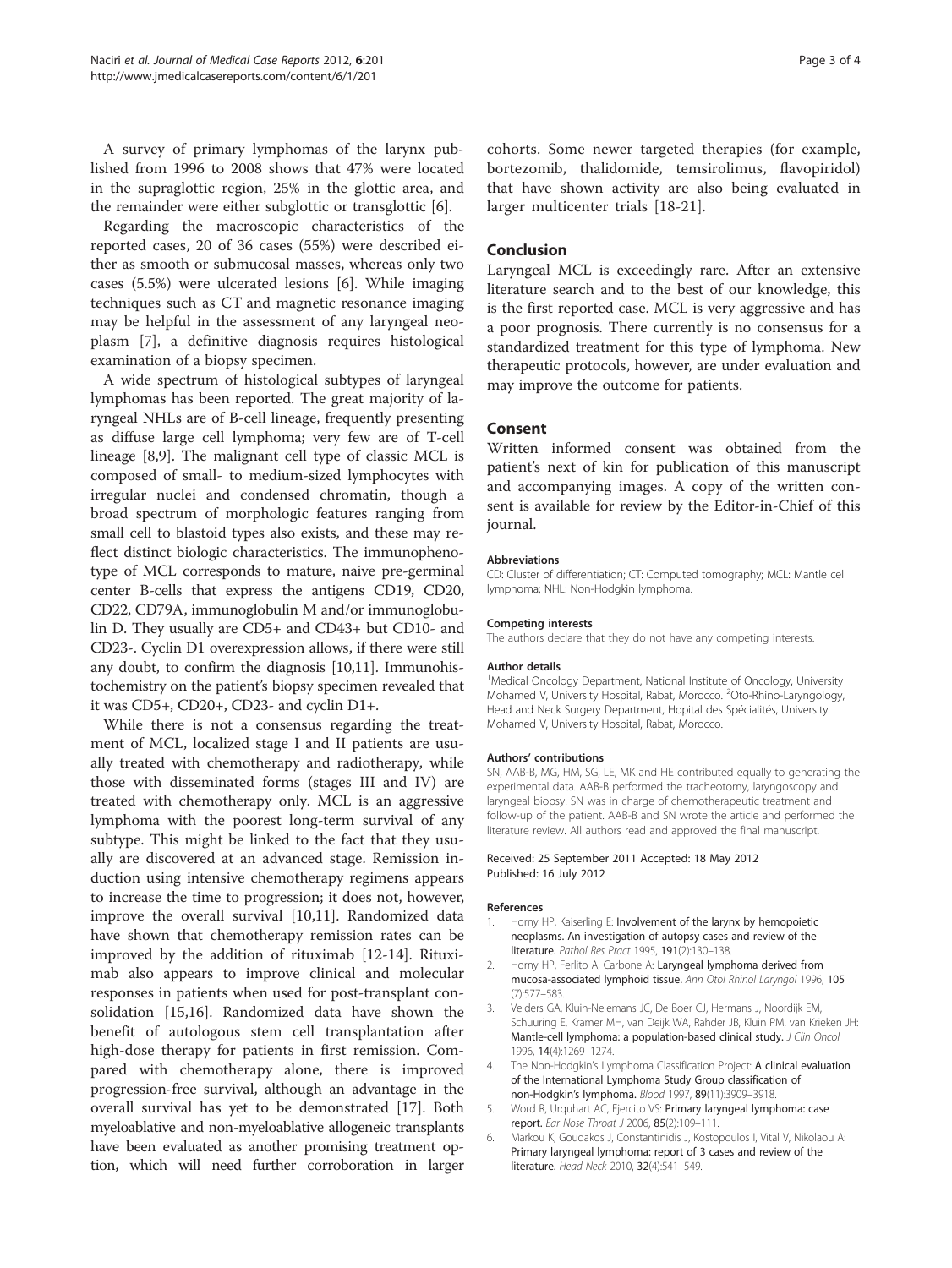A survey of primary lymphomas of the larynx published from 1996 to 2008 shows that 47% were located in the supraglottic region, 25% in the glottic area, and the remainder were either subglottic or transglottic [6].

Regarding the macroscopic characteristics of the reported cases, 20 of 36 cases (55%) were described either as smooth or submucosal masses, whereas only two cases (5.5%) were ulcerated lesions [6]. While imaging techniques such as CT and magnetic resonance imaging may be helpful in the assessment of any laryngeal neoplasm [7], a definitive diagnosis requires histological examination of a biopsy specimen.

A wide spectrum of histological subtypes of laryngeal lymphomas has been reported. The great majority of laryngeal NHLs are of B-cell lineage, frequently presenting as diffuse large cell lymphoma; very few are of T-cell lineage [8,9]. The malignant cell type of classic MCL is composed of small- to medium-sized lymphocytes with irregular nuclei and condensed chromatin, though a broad spectrum of morphologic features ranging from small cell to blastoid types also exists, and these may reflect distinct biologic characteristics. The immunophenotype of MCL corresponds to mature, naive pre-germinal center B-cells that express the antigens CD19, CD20, CD22, CD79A, immunoglobulin M and/or immunoglobulin D. They usually are CD5+ and CD43+ but CD10- and CD23-. Cyclin D1 overexpression allows, if there were still any doubt, to confirm the diagnosis [10,11]. Immunohistochemistry on the patient's biopsy specimen revealed that it was CD5+, CD20+, CD23- and cyclin D1+.

While there is not a consensus regarding the treatment of MCL, localized stage I and II patients are usually treated with chemotherapy and radiotherapy, while those with disseminated forms (stages III and IV) are treated with chemotherapy only. MCL is an aggressive lymphoma with the poorest long-term survival of any subtype. This might be linked to the fact that they usually are discovered at an advanced stage. Remission induction using intensive chemotherapy regimens appears to increase the time to progression; it does not, however, improve the overall survival [10,11]. Randomized data have shown that chemotherapy remission rates can be improved by the addition of rituximab [12-14]. Rituximab also appears to improve clinical and molecular responses in patients when used for post-transplant consolidation [15,16]. Randomized data have shown the benefit of autologous stem cell transplantation after high-dose therapy for patients in first remission. Compared with chemotherapy alone, there is improved progression-free survival, although an advantage in the overall survival has yet to be demonstrated [17]. Both myeloablative and non-myeloablative allogeneic transplants have been evaluated as another promising treatment option, which will need further corroboration in larger cohorts. Some newer targeted therapies (for example, bortezomib, thalidomide, temsirolimus, flavopiridol) that have shown activity are also being evaluated in larger multicenter trials [18-21].

## Conclusion

Laryngeal MCL is exceedingly rare. After an extensive literature search and to the best of our knowledge, this is the first reported case. MCL is very aggressive and has a poor prognosis. There currently is no consensus for a standardized treatment for this type of lymphoma. New therapeutic protocols, however, are under evaluation and may improve the outcome for patients.

## Consent

Written informed consent was obtained from the patient's next of kin for publication of this manuscript and accompanying images. A copy of the written consent is available for review by the Editor-in-Chief of this journal.

#### Abbreviations

CD: Cluster of differentiation; CT: Computed tomography; MCL: Mantle cell lymphoma; NHL: Non-Hodgkin lymphoma.

#### Competing interests

The authors declare that they do not have any competing interests.

#### Author details

[1]Medical Oncology Department, National Institute of Oncology, University Mohamed V, University Hospital, Rabat, Morocco. [2]Oto-Rhino-Laryngology, Head and Neck Surgery Department, Hopital des Spécialités, University Mohamed V, University Hospital, Rabat, Morocco.

#### Authors' contributions

SN, AAB-B, MG, HM, SG, LE, MK and HE contributed equally to generating the experimental data. AAB-B performed the tracheotomy, laryngoscopy and laryngeal biopsy. SN was in charge of chemotherapeutic treatment and follow-up of the patient. AAB-B and SN wrote the article and performed the literature review. All authors read and approved the final manuscript.

Received: 25 September 2011 Accepted: 18 May 2012
Published: 16 July 2012

#### References

1. Horny HP, Kaiserling E: **Involvement of the larynx by hemopoietic neoplasms. An investigation of autopsy cases and review of the literature.** *Pathol Res Pract* 1995, **191**(2):130–138.
2. Horny HP, Ferlito A, Carbone A: **Laryngeal lymphoma derived from mucosa-associated lymphoid tissue.** *Ann Otol Rhinol Laryngol* 1996, **105**(7):577–583.
3. Velders GA, Kluin-Nelemans JC, De Boer CJ, Hermans J, Noordijk EM, Schuuring E, Kramer MH, van Deijk WA, Rahder JB, Kluin PM, van Krieken JH: **Mantle-cell lymphoma: a population-based clinical study.** *J Clin Oncol* 1996, **14**(4):1269–1274.
4. The Non-Hodgkin's Lymphoma Classification Project: **A clinical evaluation of the International Lymphoma Study Group classification of non-Hodgkin's lymphoma.** *Blood* 1997, **89**(11):3909–3918.
5. Word R, Urquhart AC, Ejercito VS: **Primary laryngeal lymphoma: case report.** *Ear Nose Throat J* 2006, **85**(2):109–111.
6. Markou K, Goudakos J, Constantinidis J, Kostopoulos I, Vital V, Nikolaou A: **Primary laryngeal lymphoma: report of 3 cases and review of the literature.** *Head Neck* 2010, **32**(4):541–549.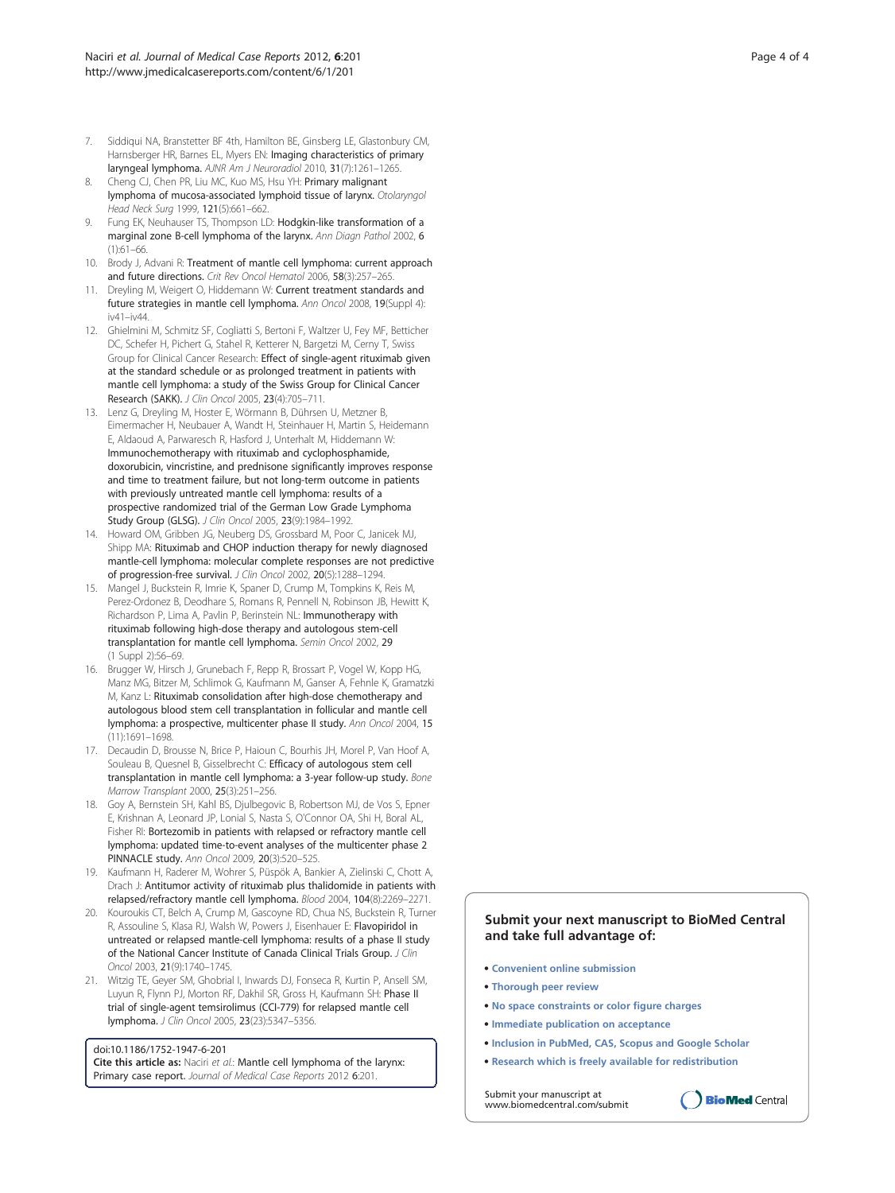7. Siddiqui NA, Branstetter BF 4th, Hamilton BE, Ginsberg LE, Glastonbury CM, Harnsberger HR, Barnes EL, Myers EN: **Imaging characteristics of primary laryngeal lymphoma.** *AJNR Am J Neuroradiol* 2010, **31**(7):1261–1265.
8. Cheng CJ, Chen PR, Liu MC, Kuo MS, Hsu YH: **Primary malignant lymphoma of mucosa-associated lymphoid tissue of larynx.** *Otolaryngol Head Neck Surg* 1999, **121**(5):661–662.
9. Fung EK, Neuhauser TS, Thompson LD: **Hodgkin-like transformation of a marginal zone B-cell lymphoma of the larynx.** *Ann Diagn Pathol* 2002, **6** (1):61–66.
10. Brody J, Advani R: **Treatment of mantle cell lymphoma: current approach and future directions.** *Crit Rev Oncol Hematol* 2006, **58**(3):257–265.
11. Dreyling M, Weigert O, Hiddemann W: **Current treatment standards and future strategies in mantle cell lymphoma.** *Ann Oncol* 2008, **19**(Suppl 4): iv41–iv44.
12. Ghielmini M, Schmitz SF, Cogliatti S, Bertoni F, Waltzer U, Fey MF, Betticher DC, Schefer H, Pichert G, Stahel R, Ketterer N, Bargetzi M, Cerny T, Swiss Group for Clinical Cancer Research: **Effect of single-agent rituximab given at the standard schedule or as prolonged treatment in patients with mantle cell lymphoma: a study of the Swiss Group for Clinical Cancer Research (SAKK).** *J Clin Oncol* 2005, **23**(4):705–711.
13. Lenz G, Dreyling M, Hoster E, Wörmann B, Dührsen U, Metzner B, Eimermacher H, Neubauer A, Wandt H, Steinhauer H, Martin S, Heidemann E, Aldaoud A, Parwaresch R, Hasford J, Unterhalt M, Hiddemann W: **Immunochemotherapy with rituximab and cyclophosphamide, doxorubicin, vincristine, and prednisone significantly improves response and time to treatment failure, but not long-term outcome in patients with previously untreated mantle cell lymphoma: results of a prospective randomized trial of the German Low Grade Lymphoma Study Group (GLSG).** *J Clin Oncol* 2005, **23**(9):1984–1992.
14. Howard OM, Gribben JG, Neuberg DS, Grossbard M, Poor C, Janicek MJ, Shipp MA: **Rituximab and CHOP induction therapy for newly diagnosed mantle-cell lymphoma: molecular complete responses are not predictive of progression-free survival.** *J Clin Oncol* 2002, **20**(5):1288–1294.
15. Mangel J, Buckstein R, Imrie K, Spaner D, Crump M, Tompkins K, Reis M, Perez-Ordonez B, Deodhare S, Romans R, Pennell N, Robinson JB, Hewitt K, Richardson P, Lima A, Pavlin P, Berinstein NL: **Immunotherapy with rituximab following high-dose therapy and autologous stem-cell transplantation for mantle cell lymphoma.** *Semin Oncol* 2002, **29** (1 Suppl 2):56–69.
16. Brugger W, Hirsch J, Grunebach F, Repp R, Brossart P, Vogel W, Kopp HG, Manz MG, Bitzer M, Schlimok G, Kaufmann M, Ganser A, Fehnle K, Gramatzki M, Kanz L: **Rituximab consolidation after high-dose chemotherapy and autologous blood stem cell transplantation in follicular and mantle cell lymphoma: a prospective, multicenter phase II study.** *Ann Oncol* 2004, **15** (11):1691–1698.
17. Decaudin D, Brousse N, Brice P, Haioun C, Bourhis JH, Morel P, Van Hoof A, Souleau B, Quesnel B, Gisselbrecht C: **Efficacy of autologous stem cell transplantation in mantle cell lymphoma: a 3-year follow-up study.** *Bone Marrow Transplant* 2000, **25**(3):251–256.
18. Goy A, Bernstein SH, Kahl BS, Djulbegovic B, Robertson MJ, de Vos S, Epner E, Krishnan A, Leonard JP, Lonial S, Nasta S, O'Connor OA, Shi H, Boral AL, Fisher RI: **Bortezomib in patients with relapsed or refractory mantle cell lymphoma: updated time-to-event analyses of the multicenter phase 2 PINNACLE study.** *Ann Oncol* 2009, **20**(3):520–525.
19. Kaufmann H, Raderer M, Wohrer S, Püspök A, Bankier A, Zielinski C, Chott A, Drach J: **Antitumor activity of rituximab plus thalidomide in patients with relapsed/refractory mantle cell lymphoma.** *Blood* 2004, **104**(8):2269–2271.
20. Kouroukis CT, Belch A, Crump M, Gascoyne RD, Chua NS, Buckstein R, Turner R, Assouline S, Klasa RJ, Walsh W, Powers J, Eisenhauer E: **Flavopiridol in untreated or relapsed mantle-cell lymphoma: results of a phase II study of the National Cancer Institute of Canada Clinical Trials Group.** *J Clin Oncol* 2003, **21**(9):1740–1745.
21. Witzig TE, Geyer SM, Ghobrial I, Inwards DJ, Fonseca R, Kurtin P, Ansell SM, Luyun R, Flynn PJ, Morton RF, Dakhil SR, Gross H, Kaufmann SH: **Phase II trial of single-agent temsirolimus (CCI-779) for relapsed mantle cell lymphoma.** *J Clin Oncol* 2005, **23**(23):5347–5356.

doi:10.1186/1752-1947-6-201
**Cite this article as:** Naciri *et al.*: Mantle cell lymphoma of the larynx: Primary case report. *Journal of Medical Case Reports* 2012 **6**:201.

**Submit your next manuscript to BioMed Central and take full advantage of:**

- **Convenient online submission**
- **Thorough peer review**
- **No space constraints or color figure charges**
- **Immediate publication on acceptance**
- **Inclusion in PubMed, CAS, Scopus and Google Scholar**
- **Research which is freely available for redistribution**

Submit your manuscript at
www.biomedcentral.com/submit

BioMed Central